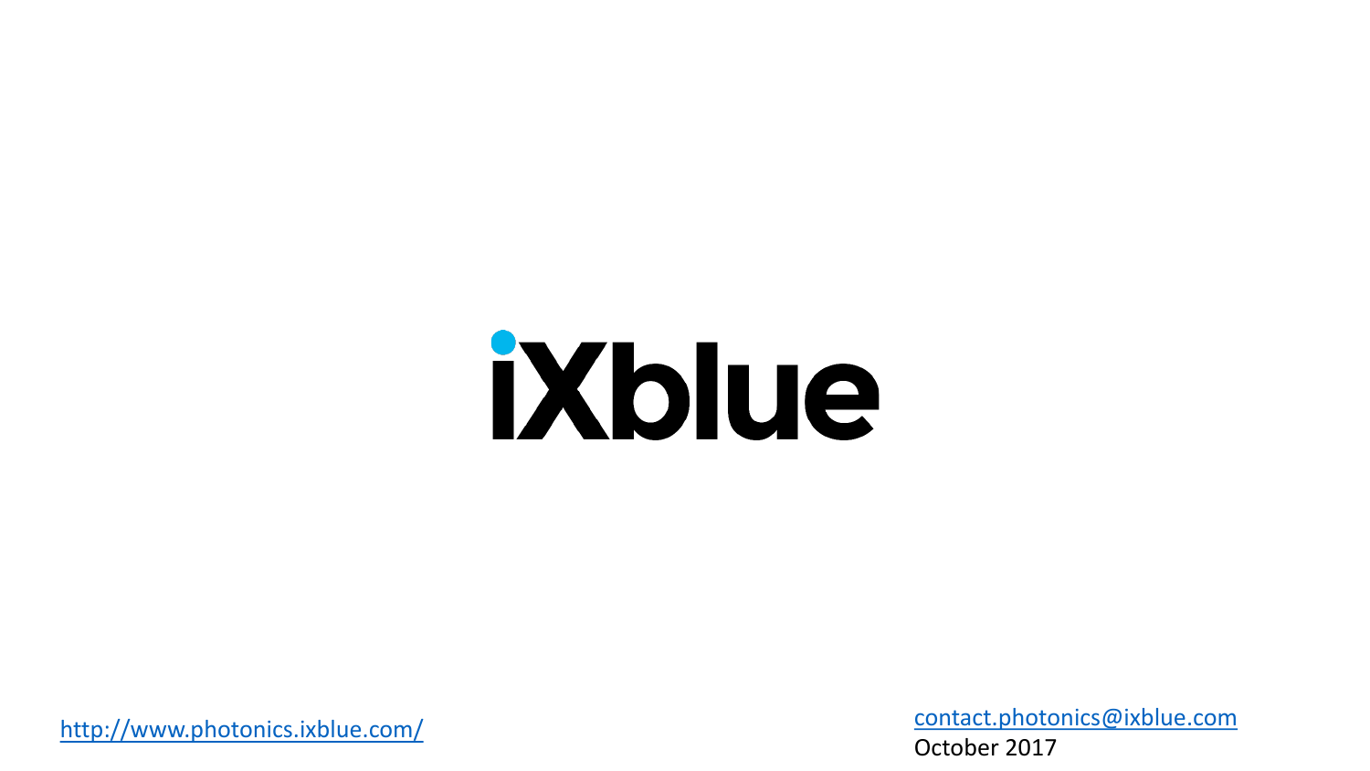# iXblue

http://www.photonics.ixblue.com/

contact.photonics@ixblue.com

October 2017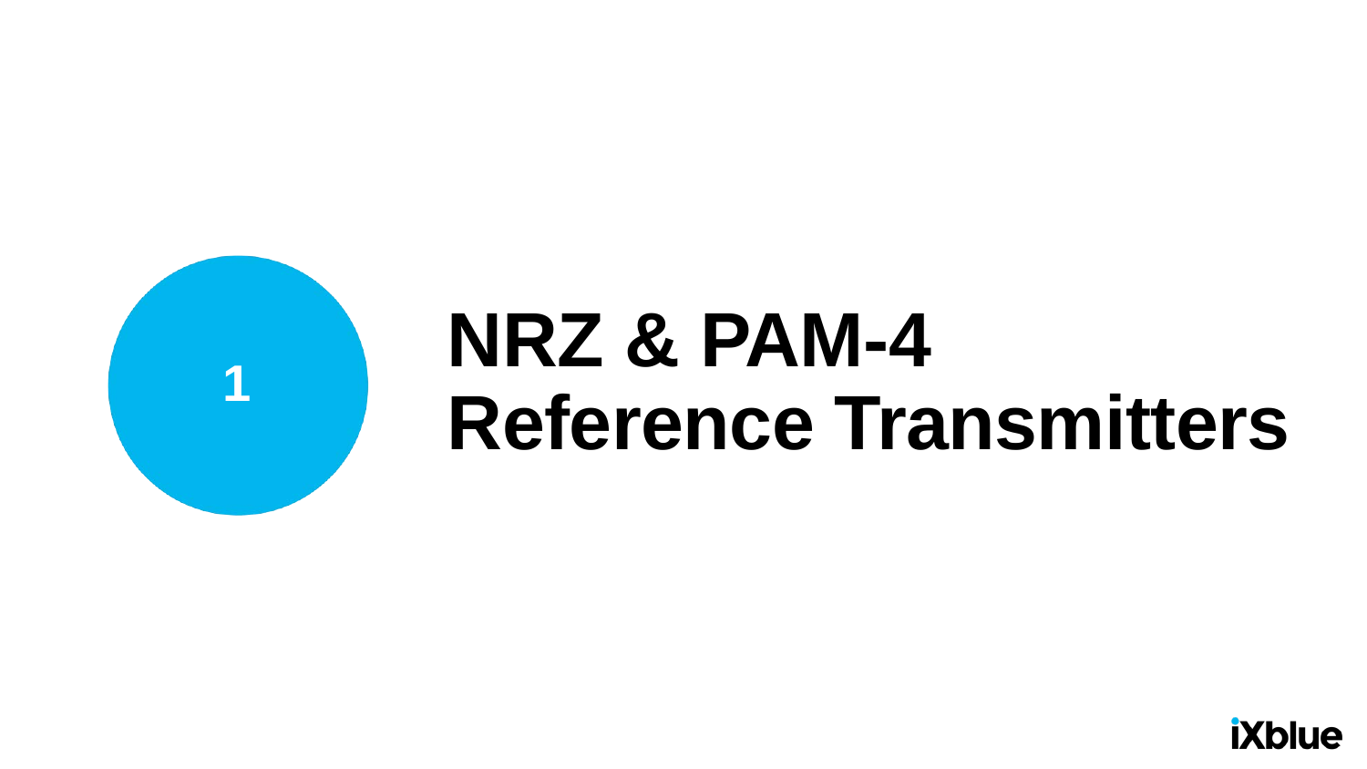# 1 NRZ & PAM-4 Reference Transmitters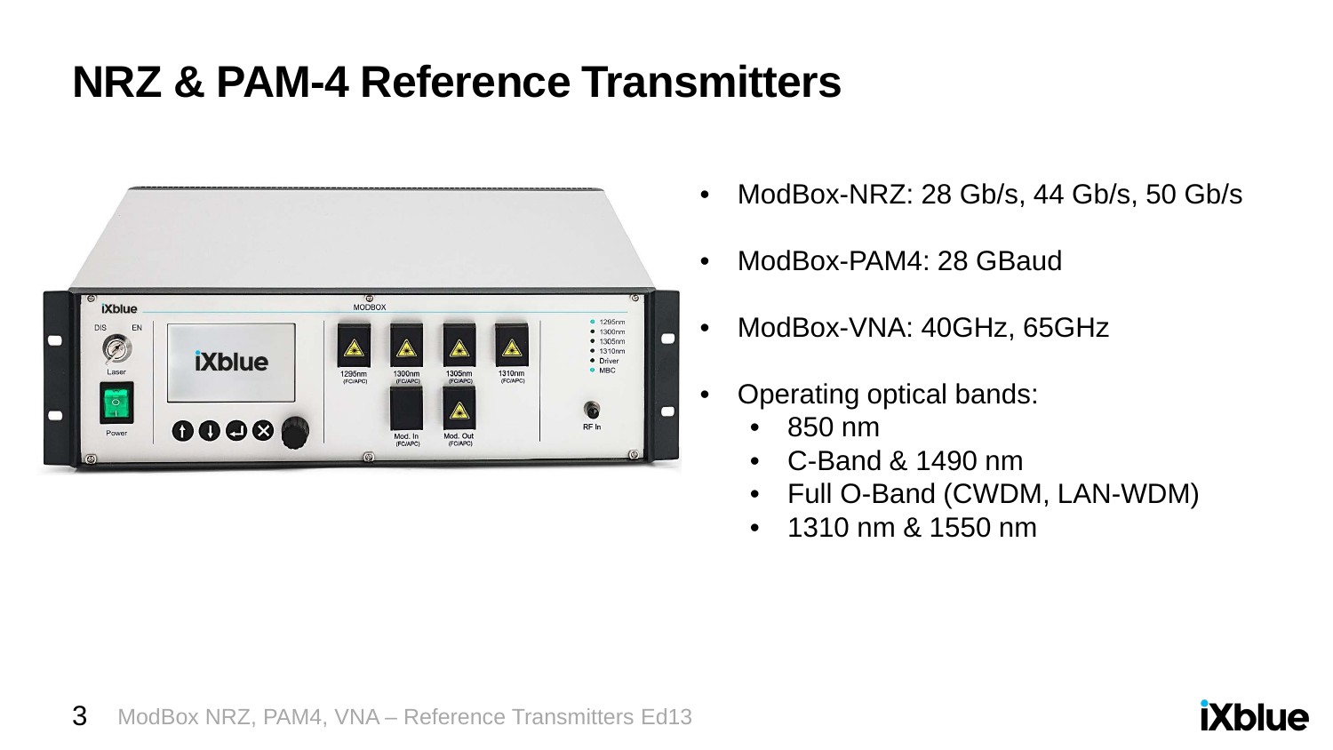# NRZ & PAM-4 Reference Transmitters

- ModBox-NRZ: 28 Gb/s, 44 Gb/s, 50 Gb/s
- ModBox-PAM4: 28 GBaud
- ModBox-VNA: 40GHz, 65GHz
- Operating optical bands:
  - 850 nm
  - C-Band & 1490 nm
  - Full O-Band (CWDM, LAN-WDM)
  - 1310 nm & 1550 nm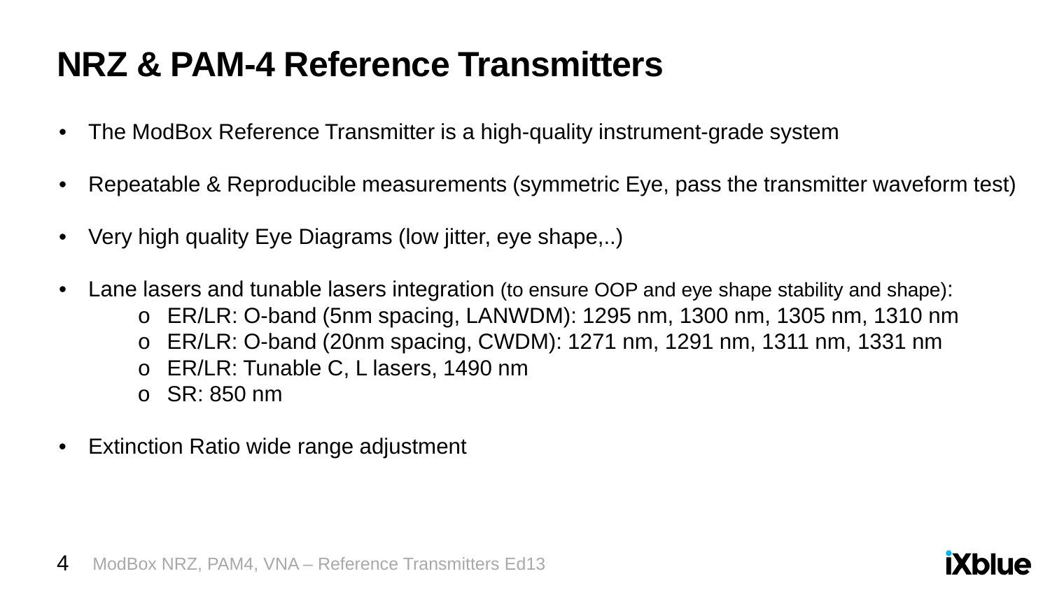# NRZ & PAM-4 Reference Transmitters

- The ModBox Reference Transmitter is a high-quality instrument-grade system
- Repeatable & Reproducible measurements (symmetric Eye, pass the transmitter waveform test)
- Very high quality Eye Diagrams (low jitter, eye shape,..)
- Lane lasers and tunable lasers integration (to ensure OOP and eye shape stability and shape):
  - ER/LR: O-band (5nm spacing, LANWDM): 1295 nm, 1300 nm, 1305 nm, 1310 nm
  - ER/LR: O-band (20nm spacing, CWDM): 1271 nm, 1291 nm, 1311 nm, 1331 nm
  - ER/LR: Tunable C, L lasers, 1490 nm
  - SR: 850 nm
- Extinction Ratio wide range adjustment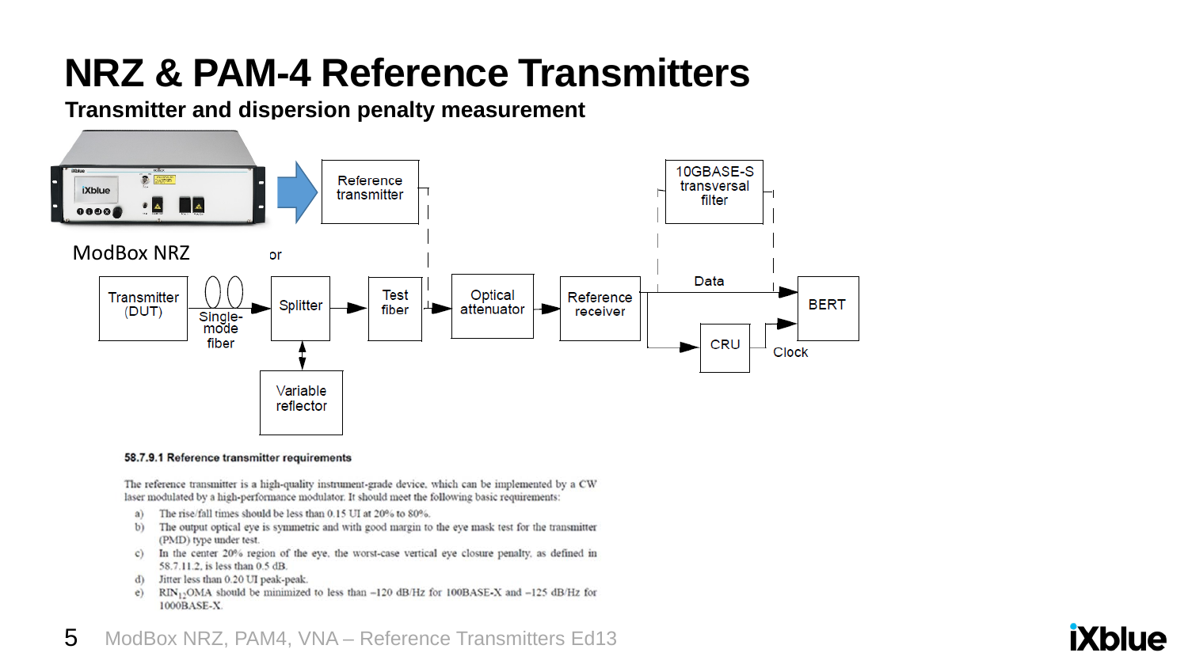# NRZ & PAM-4 Reference Transmitters

**Transmitter and dispersion penalty measurement**

ModBox NRZ

or

Reference transmitter

10GBASE-S transversal filter

Transmitter (DUT) → Single-mode fiber → Splitter → Test fiber → Optical attenuator → Reference receiver → Data → BERT

Variable reflector

CRU → Clock

**58.7.9.1 Reference transmitter requirements**

The reference transmitter is a high-quality instrument-grade device, which can be implemented by a CW laser modulated by a high-performance modulator. It should meet the following basic requirements:

a) The rise/fall times should be less than 0.15 UI at 20% to 80%.
b) The output optical eye is symmetric and with good margin to the eye mask test for the transmitter (PMD) type under test.
c) In the center 20% region of the eye, the worst-case vertical eye closure penalty, as defined in 58.7.11.2, is less than 0.5 dB.
d) Jitter less than 0.20 UI peak-peak.
e) $RIN_{12}OMA$ should be minimized to less than −120 dB/Hz for 100BASE-X and −125 dB/Hz for 1000BASE-X.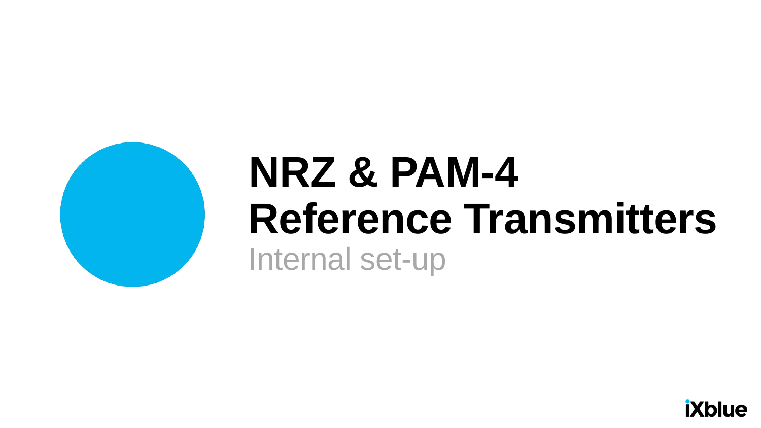# NRZ & PAM-4 Reference Transmitters

Internal set-up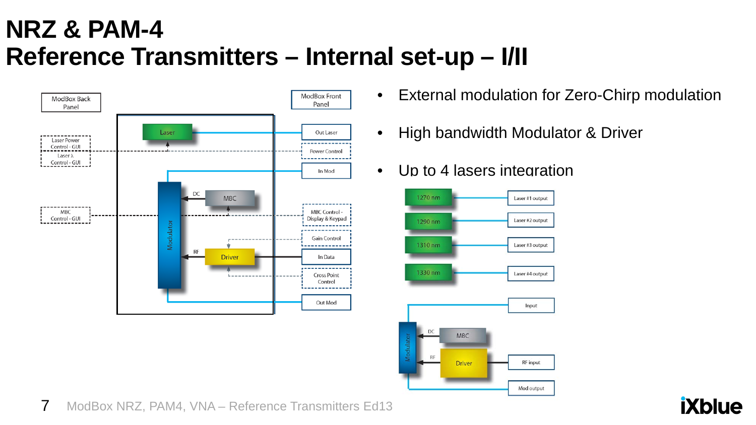# NRZ & PAM-4
# Reference Transmitters – Internal set-up – I/II

ModBox Back Panel

Laser Power Control - GUI

Laser λ Control - GUI

MBC Control - GUI

Laser

Modulator

DC

MBC

RF

Driver

ModBox Front Panel

Out Laser

Power Control

In Mod

MBC Control - Display & Keypad

Gain Control

In Data

Cross Point Control

Out Mod

- External modulation for Zero-Chirp modulation
- High bandwidth Modulator & Driver
- Up to 4 lasers integration

1270 nm — Laser #1 output

1290 nm — Laser #2 output

1310 nm — Laser #3 output

1330 nm — Laser #4 output

Input

Modulator

DC

MBC

RF

Driver

RF input

Mod output

ModBox NRZ, PAM4, VNA – Reference Transmitters Ed13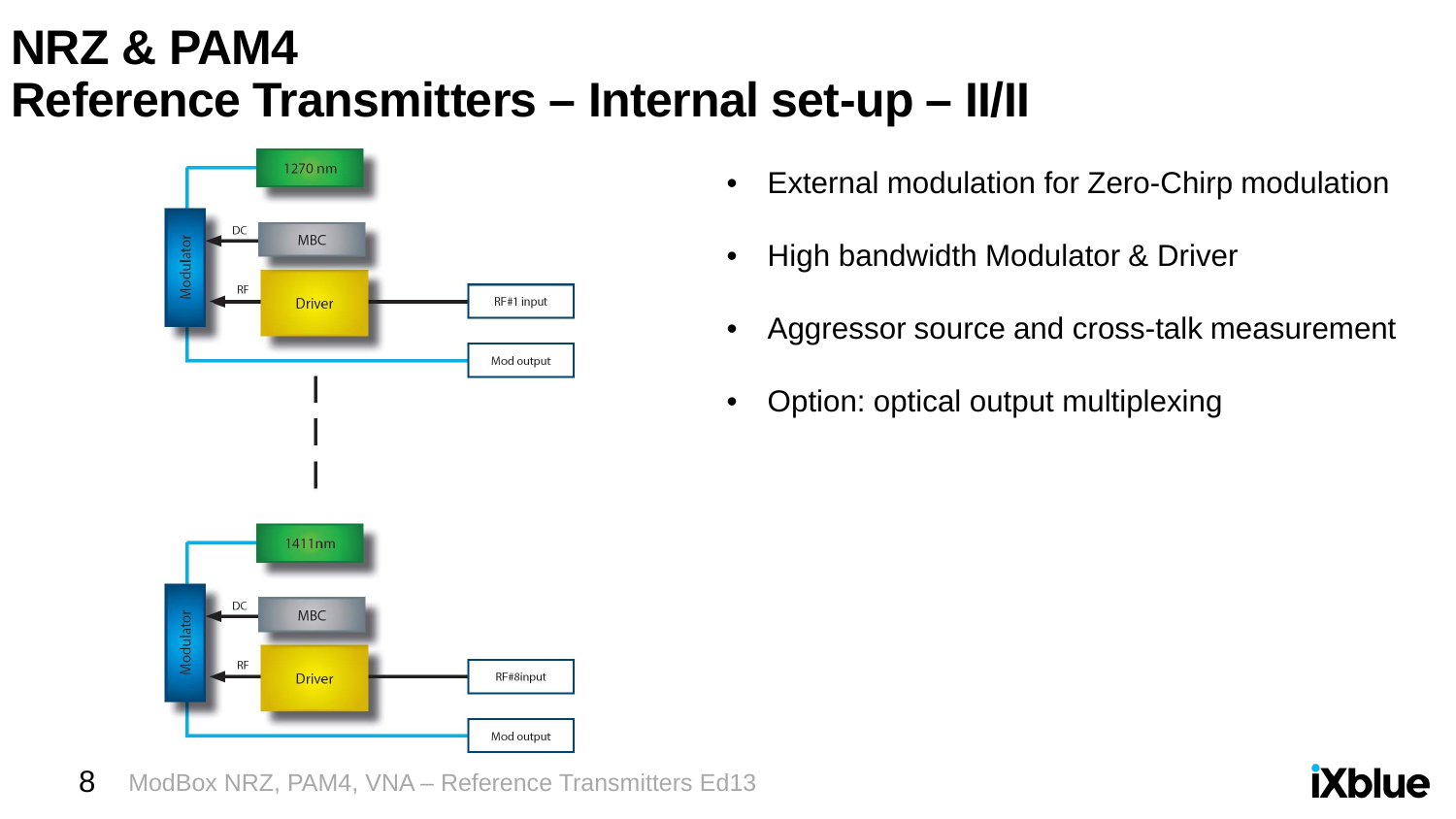# NRZ & PAM4
# Reference Transmitters – Internal set-up – II/II

1270 nm

Modulator

DC

MBC

RF

Driver

RF#1 input

Mod output

1411nm

Modulator

DC

MBC

RF

Driver

RF#8input

Mod output

- External modulation for Zero-Chirp modulation
- High bandwidth Modulator & Driver
- Aggressor source and cross-talk measurement
- Option: optical output multiplexing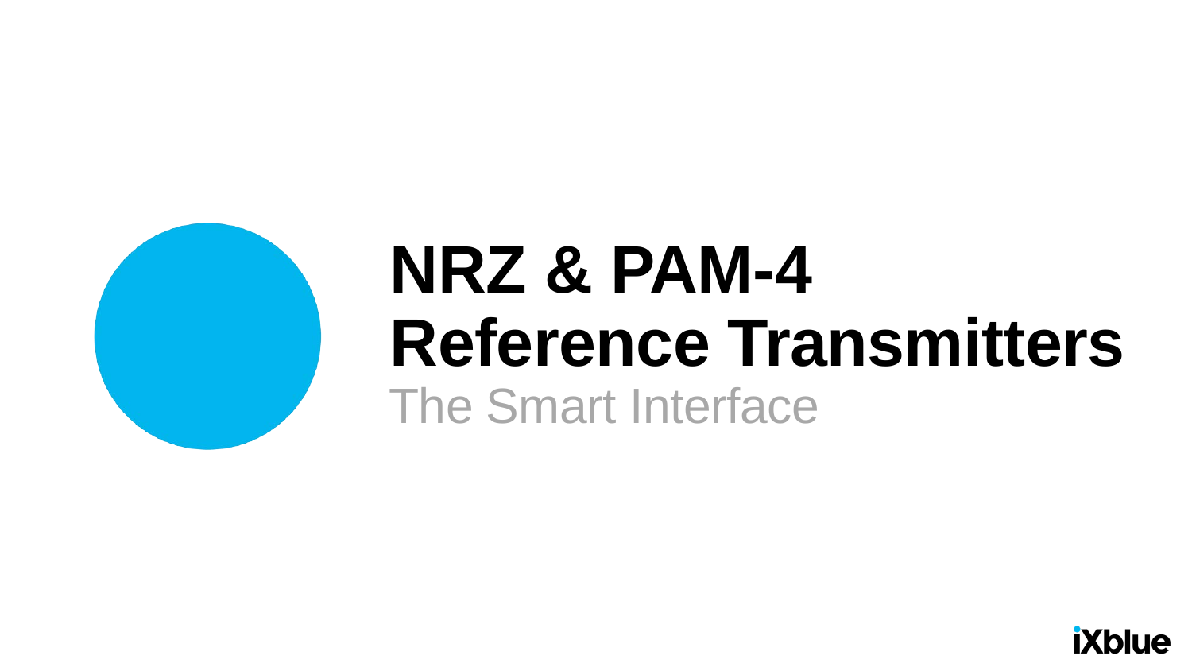# NRZ & PAM-4 Reference Transmitters

The Smart Interface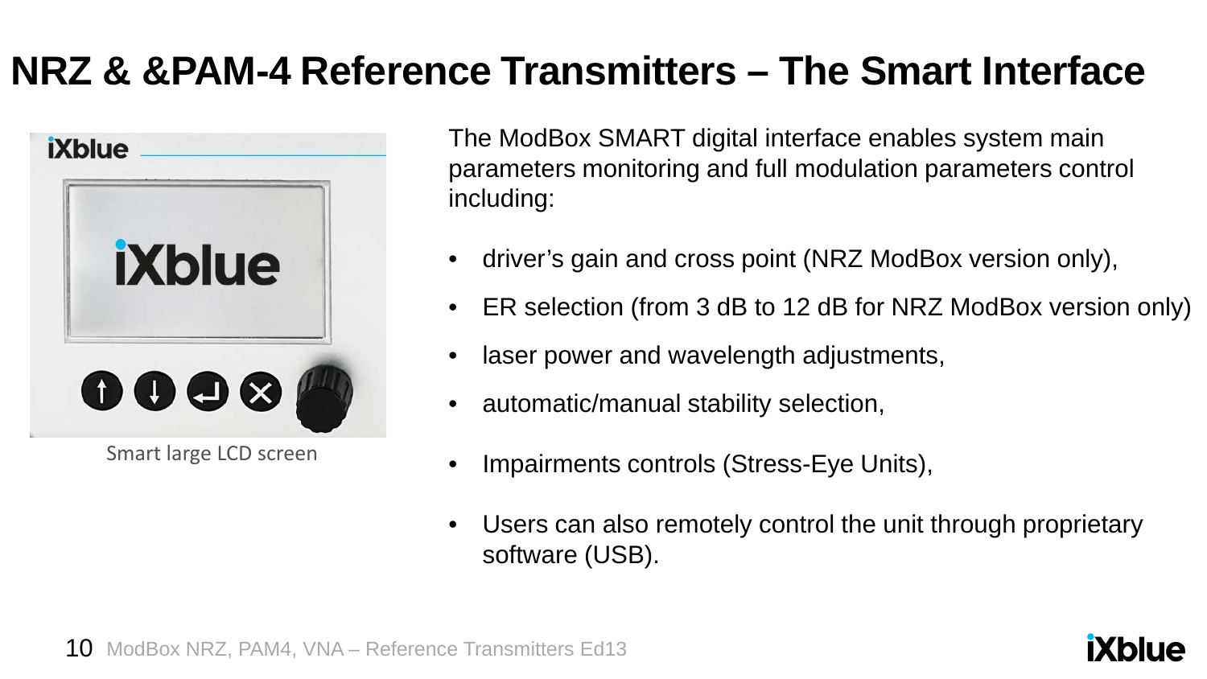# NRZ & &PAM-4 Reference Transmitters – The Smart Interface

Smart large LCD screen

The ModBox SMART digital interface enables system main parameters monitoring and full modulation parameters control including:

- driver's gain and cross point (NRZ ModBox version only),
- ER selection (from 3 dB to 12 dB for NRZ ModBox version only)
- laser power and wavelength adjustments,
- automatic/manual stability selection,
- Impairments controls (Stress-Eye Units),
- Users can also remotely control the unit through proprietary software (USB).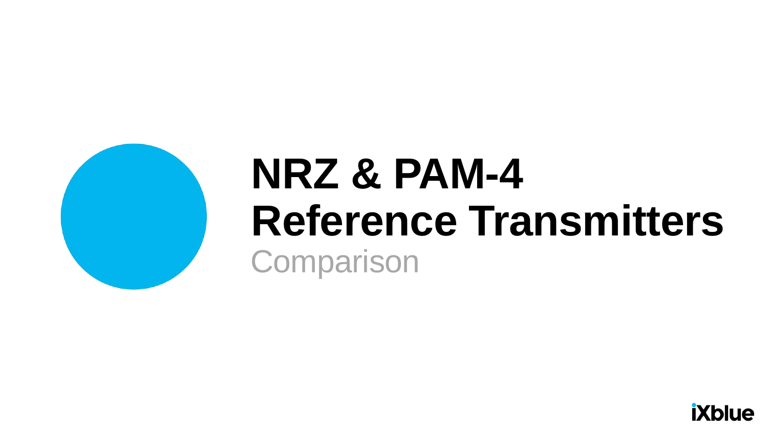# NRZ & PAM-4 Reference Transmitters

Comparison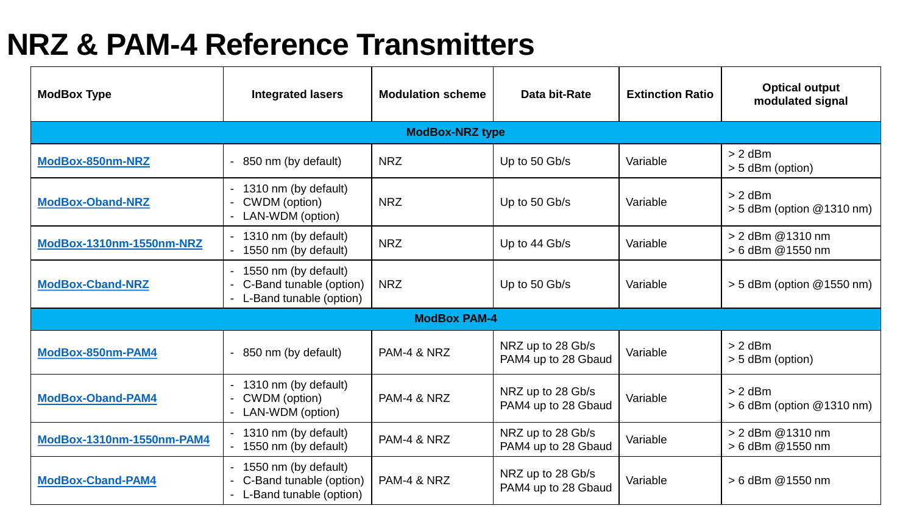# NRZ & PAM-4 Reference Transmitters

| ModBox Type | Integrated lasers | Modulation scheme | Data bit-Rate | Extinction Ratio | Optical output modulated signal |
|---|---|---|---|---|---|
| **ModBox-NRZ type** | | | | | |
| ModBox-850nm-NRZ | - 850 nm (by default) | NRZ | Up to 50 Gb/s | Variable | > 2 dBm<br>> 5 dBm (option) |
| ModBox-Oband-NRZ | - 1310 nm (by default)<br>- CWDM (option)<br>- LAN-WDM (option) | NRZ | Up to 50 Gb/s | Variable | > 2 dBm<br>> 5 dBm (option @1310 nm) |
| ModBox-1310nm-1550nm-NRZ | - 1310 nm (by default)<br>- 1550 nm (by default) | NRZ | Up to 44 Gb/s | Variable | > 2 dBm @1310 nm<br>> 6 dBm @1550 nm |
| ModBox-Cband-NRZ | - 1550 nm (by default)<br>- C-Band tunable (option)<br>- L-Band tunable (option) | NRZ | Up to 50 Gb/s | Variable | > 5 dBm (option @1550 nm) |
| **ModBox PAM-4** | | | | | |
| ModBox-850nm-PAM4 | - 850 nm (by default) | PAM-4 & NRZ | NRZ up to 28 Gb/s<br>PAM4 up to 28 Gbaud | Variable | > 2 dBm<br>> 5 dBm (option) |
| ModBox-Oband-PAM4 | - 1310 nm (by default)<br>- CWDM (option)<br>- LAN-WDM (option) | PAM-4 & NRZ | NRZ up to 28 Gb/s<br>PAM4 up to 28 Gbaud | Variable | > 2 dBm<br>> 6 dBm (option @1310 nm) |
| ModBox-1310nm-1550nm-PAM4 | - 1310 nm (by default)<br>- 1550 nm (by default) | PAM-4 & NRZ | NRZ up to 28 Gb/s<br>PAM4 up to 28 Gbaud | Variable | > 2 dBm @1310 nm<br>> 6 dBm @1550 nm |
| ModBox-Cband-PAM4 | - 1550 nm (by default)<br>- C-Band tunable (option)<br>- L-Band tunable (option) | PAM-4 & NRZ | NRZ up to 28 Gb/s<br>PAM4 up to 28 Gbaud | Variable | > 6 dBm @1550 nm |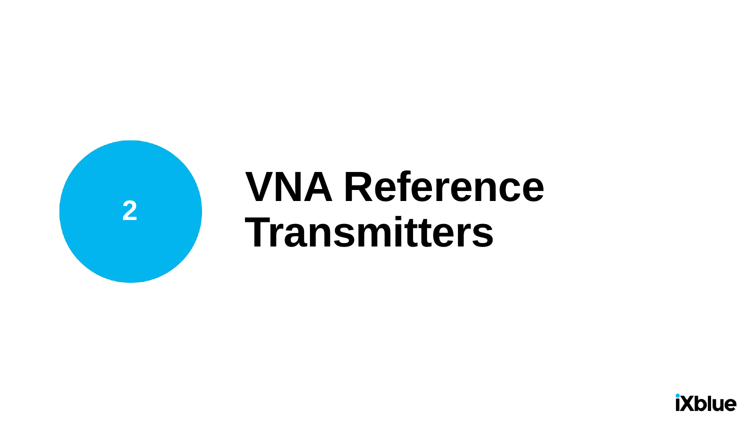2

# VNA Reference Transmitters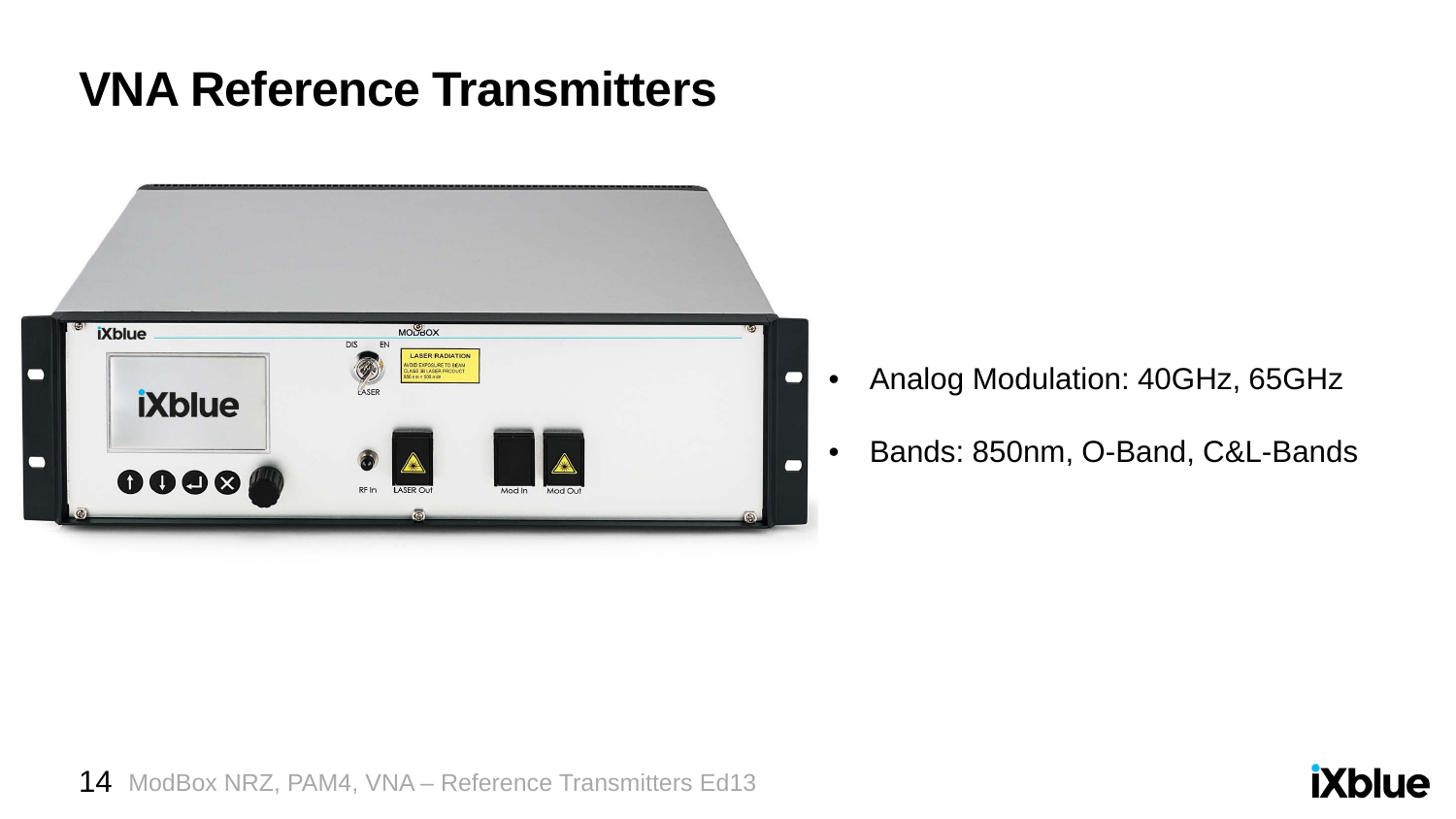# VNA Reference Transmitters

- Analog Modulation: 40GHz, 65GHz
- Bands: 850nm, O-Band, C&L-Bands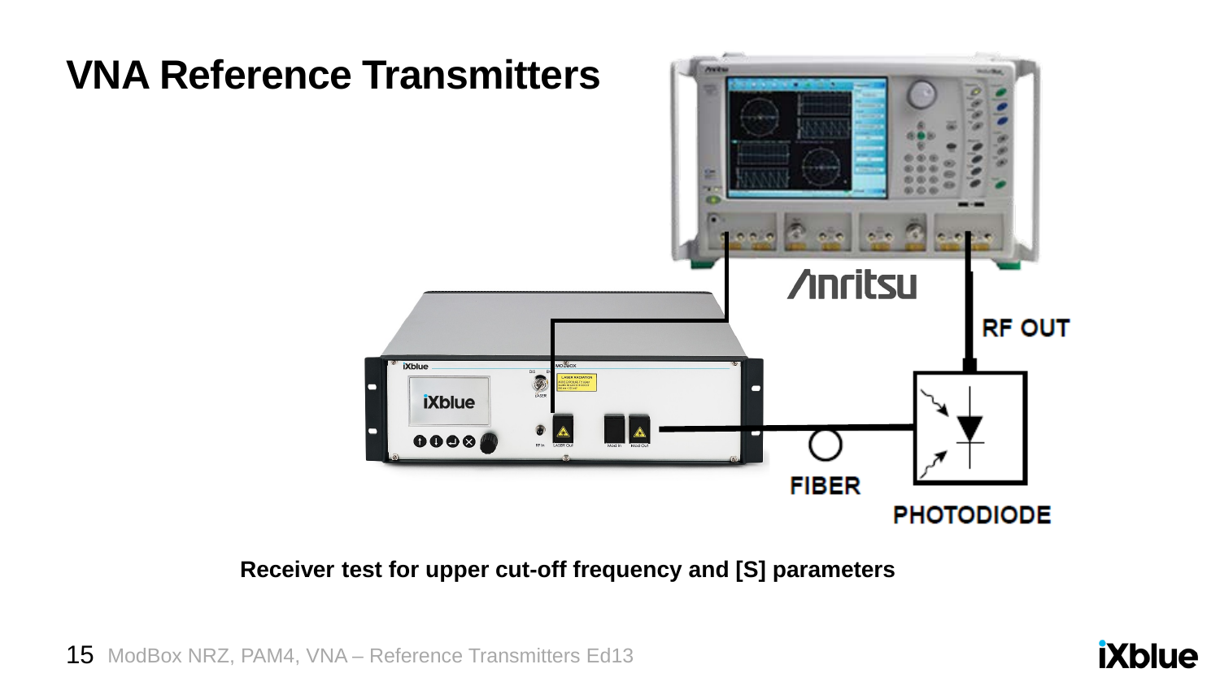# VNA Reference Transmitters

RF OUT

FIBER

PHOTODIODE

**Receiver test for upper cut-off frequency and [S] parameters**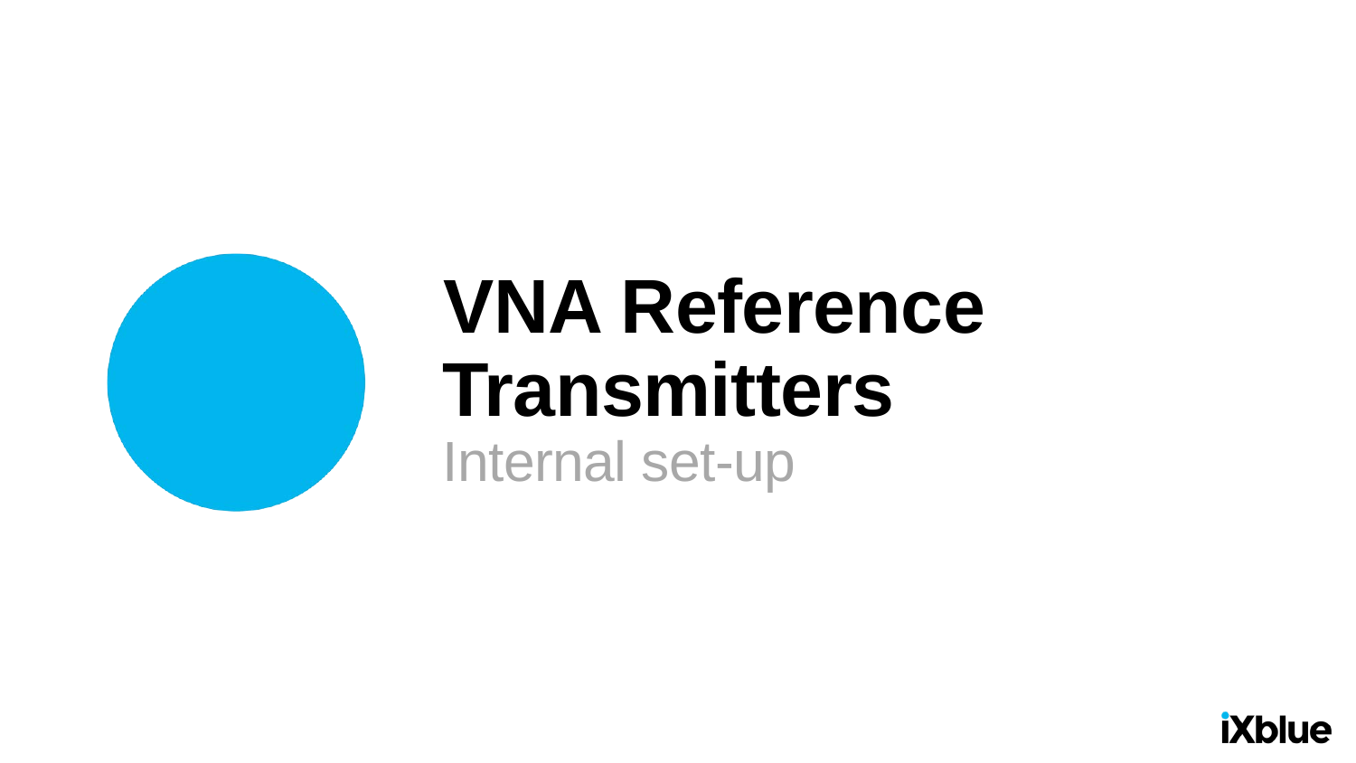# VNA Reference Transmitters

Internal set-up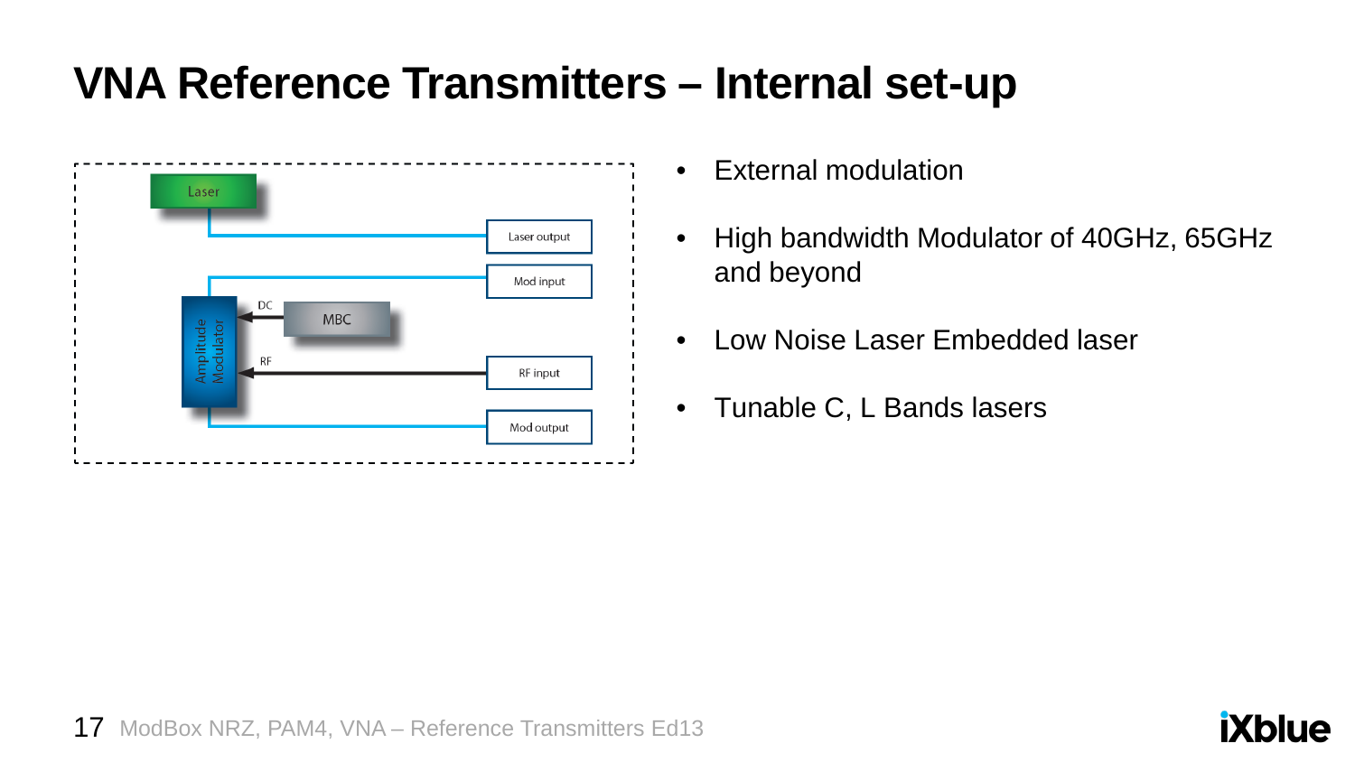# VNA Reference Transmitters – Internal set-up

Laser

Laser output

Mod input

DC

MBC

Amplitude Modulator

RF

RF input

Mod output

- External modulation
- High bandwidth Modulator of 40GHz, 65GHz and beyond
- Low Noise Laser Embedded laser
- Tunable C, L Bands lasers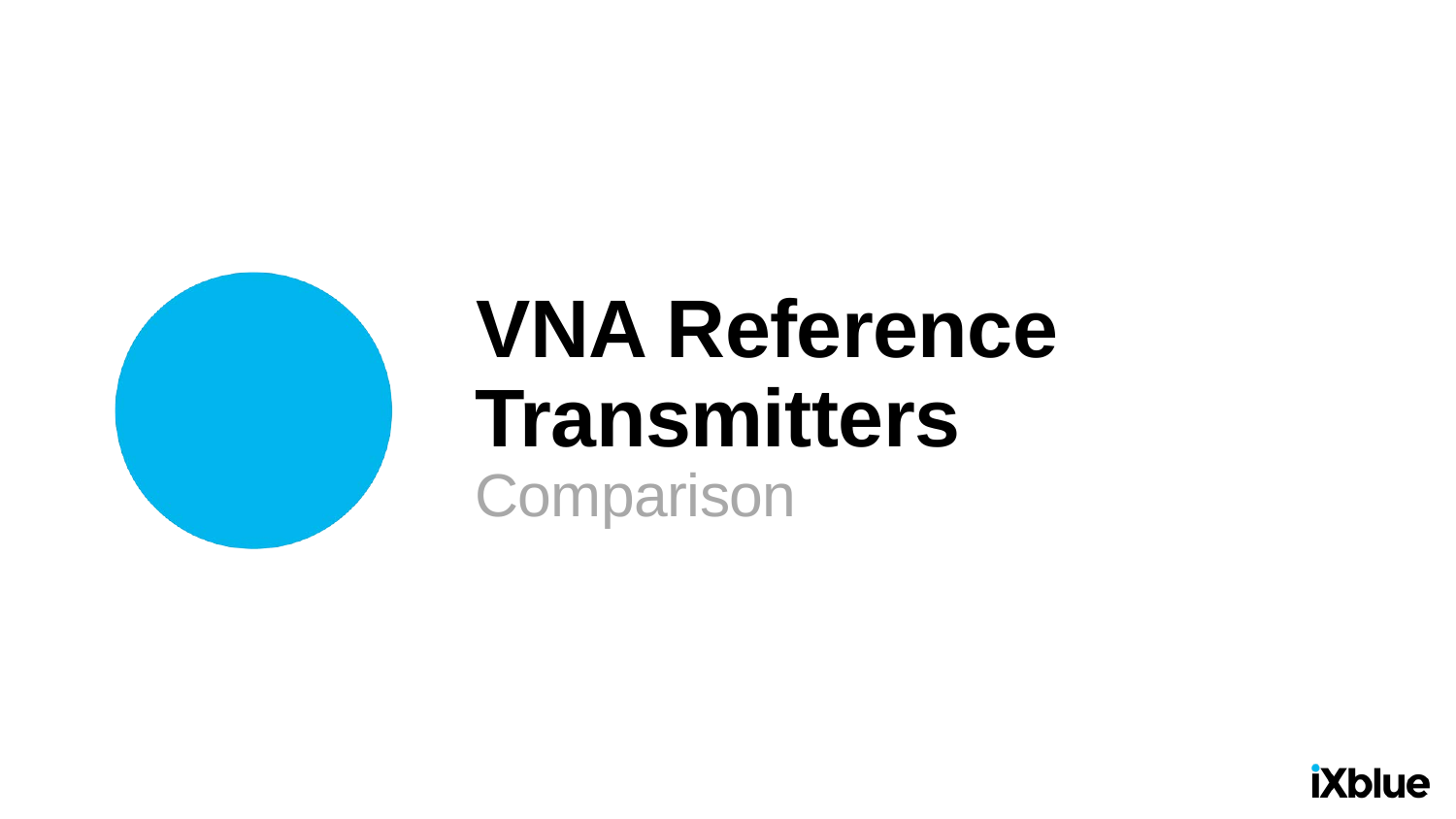# VNA Reference Transmitters

Comparison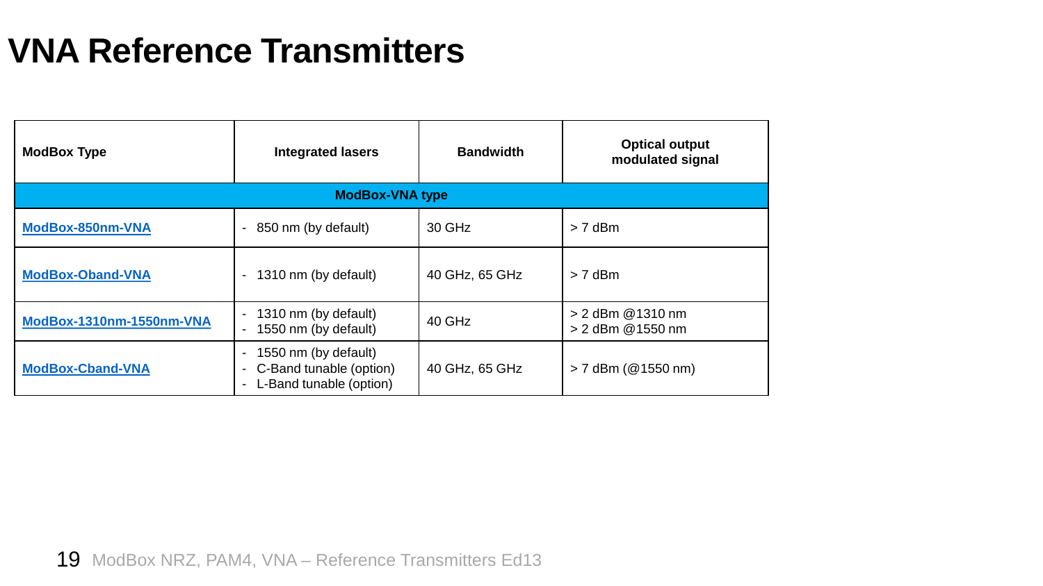# VNA Reference Transmitters

| ModBox Type | Integrated lasers | Bandwidth | Optical output modulated signal |
|---|---|---|---|
| **ModBox-VNA type** | | | |
| **ModBox-850nm-VNA** | - 850 nm (by default) | 30 GHz | > 7 dBm |
| **ModBox-Oband-VNA** | - 1310 nm (by default) | 40 GHz, 65 GHz | > 7 dBm |
| **ModBox-1310nm-1550nm-VNA** | - 1310 nm (by default)<br>- 1550 nm (by default) | 40 GHz | > 2 dBm @1310 nm<br>> 2 dBm @1550 nm |
| **ModBox-Cband-VNA** | - 1550 nm (by default)<br>- C-Band tunable (option)<br>- L-Band tunable (option) | 40 GHz, 65 GHz | > 7 dBm (@1550 nm) |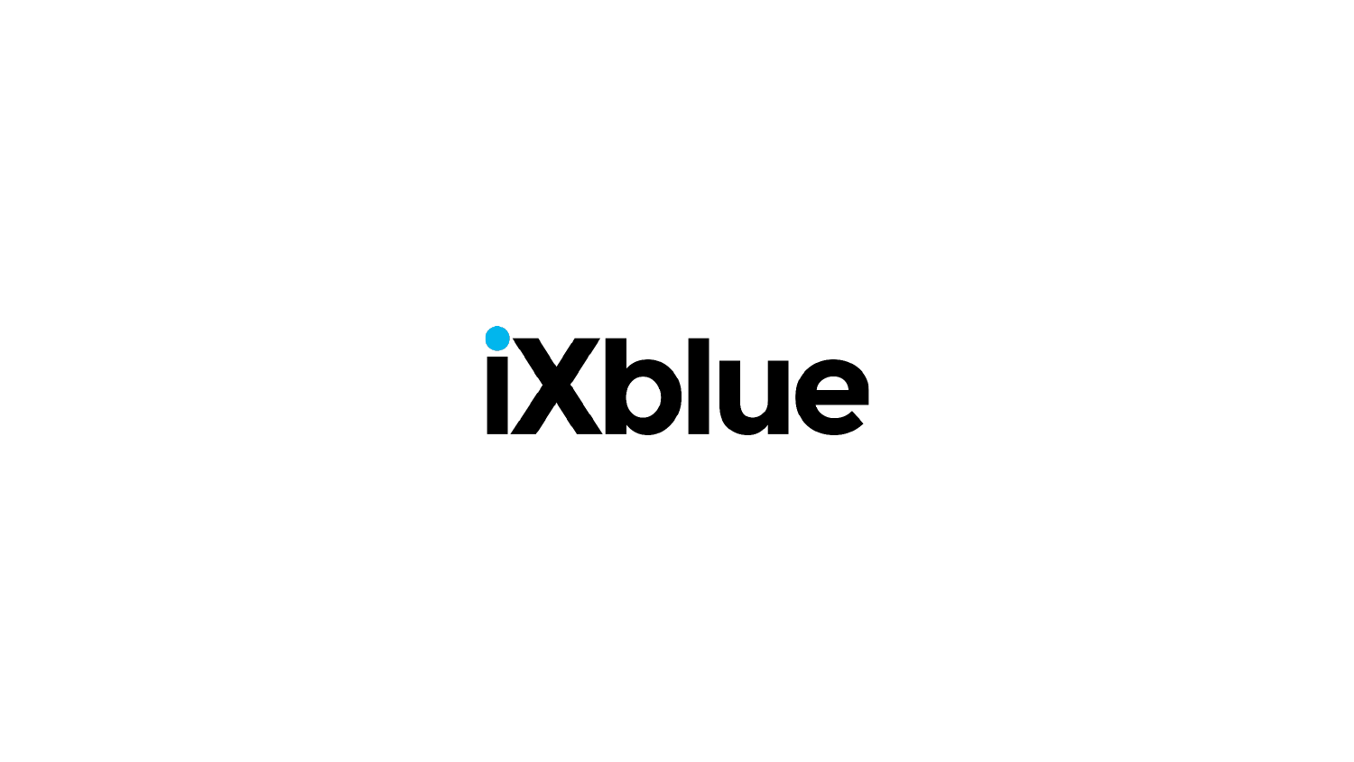iXblue